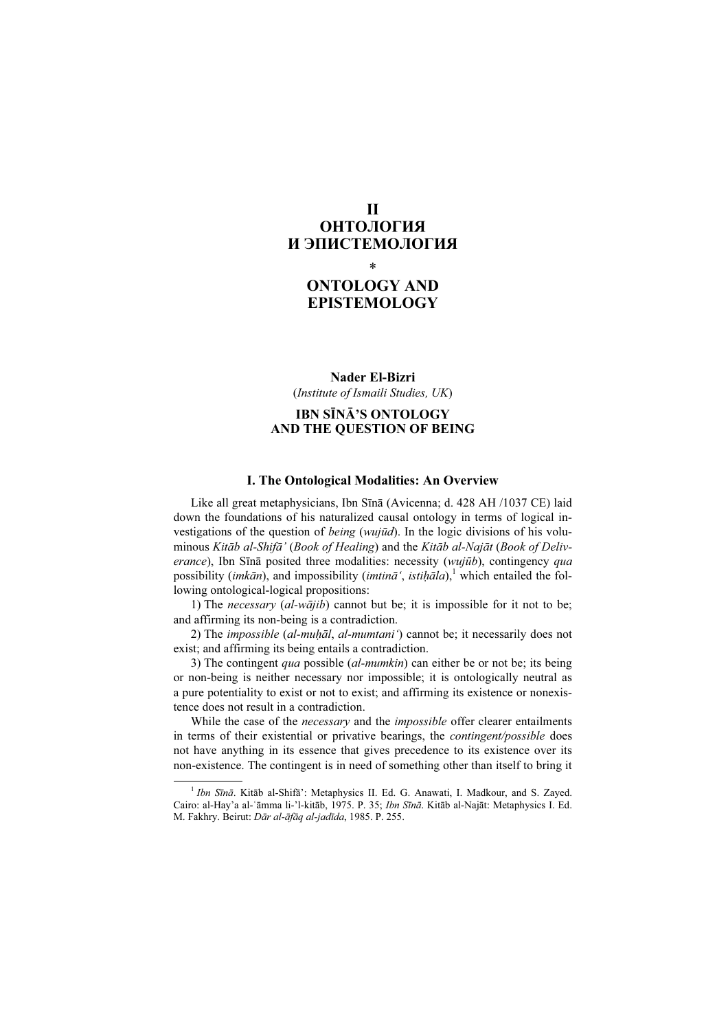# II
# ОНТОЛОГИЯ И ЭПИСТЕМОЛОГИЯ

\*

# ONTOLOGY AND EPISTEMOLOGY

**Nader El-Bizri**
(*Institute of Ismaili Studies, UK*)

## IBN SĪNĀ'S ONTOLOGY AND THE QUESTION OF BEING

### I. The Ontological Modalities: An Overview

Like all great metaphysicians, Ibn Sīnā (Avicenna; d. 428 AH /1037 CE) laid down the foundations of his naturalized causal ontology in terms of logical investigations of the question of *being* (*wujūd*). In the logic divisions of his voluminous *Kitāb al-Shifā'* (*Book of Healing*) and the *Kitāb al-Najāt* (*Book of Deliverance*), Ibn Sīnā posited three modalities: necessity (*wujūb*), contingency *qua* possibility (*imkān*), and impossibility (*imtinā'*, *istiḥāla*),[1] which entailed the following ontological-logical propositions:

1) The *necessary* (*al-wājib*) cannot but be; it is impossible for it not to be; and affirming its non-being is a contradiction.

2) The *impossible* (*al-muḥāl*, *al-mumtani'*) cannot be; it necessarily does not exist; and affirming its being entails a contradiction.

3) The contingent *qua* possible (*al-mumkin*) can either be or not be; its being or non-being is neither necessary nor impossible; it is ontologically neutral as a pure potentiality to exist or not to exist; and affirming its existence or nonexistence does not result in a contradiction.

While the case of the *necessary* and the *impossible* offer clearer entailments in terms of their existential or privative bearings, the *contingent/possible* does not have anything in its essence that gives precedence to its existence over its non-existence. The contingent is in need of something other than itself to bring it

---

[1] *Ibn Sīnā*. Kitāb al-Shifā': Metaphysics II. Ed. G. Anawati, I. Madkour, and S. Zayed. Cairo: al-Hay'a al-ʿāmma li-'l-kitāb, 1975. P. 35; *Ibn Sīnā*. Kitāb al-Najāt: Metaphysics I. Ed. M. Fakhry. Beirut: *Dār al-āfāq al-jadīda*, 1985. P. 255.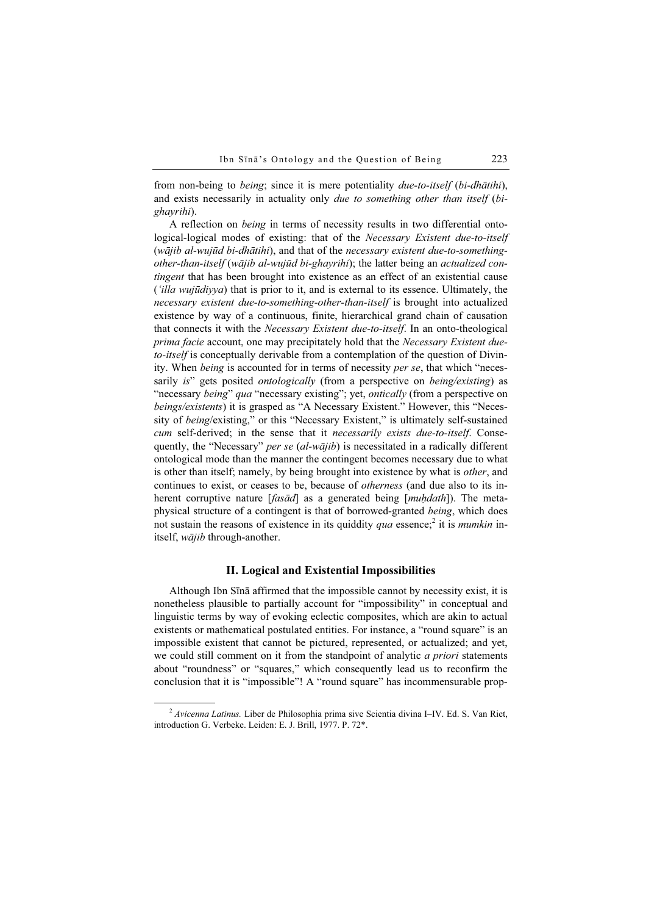from non-being to *being*; since it is mere potentiality *due-to-itself* (*bi-dhātihi*), and exists necessarily in actuality only *due to something other than itself* (*bi-ghayrihi*).

A reflection on *being* in terms of necessity results in two differential onto-logical-logical modes of existing: that of the *Necessary Existent due-to-itself* (*wājib al-wujūd bi-dhātihi*), and that of the *necessary existent due-to-something-other-than-itself* (*wājib al-wujūd bi-ghayrihi*); the latter being an *actualized contingent* that has been brought into existence as an effect of an existential cause (*ʿilla wujūdiyya*) that is prior to it, and is external to its essence. Ultimately, the *necessary existent due-to-something-other-than-itself* is brought into actualized existence by way of a continuous, finite, hierarchical grand chain of causation that connects it with the *Necessary Existent due-to-itself*. In an onto-theological *prima facie* account, one may precipitately hold that the *Necessary Existent due-to-itself* is conceptually derivable from a contemplation of the question of Divinity. When *being* is accounted for in terms of necessity *per se*, that which "necessarily *is*" gets posited *ontologically* (from a perspective on *being/existing*) as "necessary *being*" *qua* "necessary existing"; yet, *ontically* (from a perspective on *beings/existents*) it is grasped as "A Necessary Existent." However, this "Necessity of *being*/existing," or this "Necessary Existent," is ultimately self-sustained *cum* self-derived; in the sense that it *necessarily exists due-to-itself*. Consequently, the "Necessary" *per se* (*al-wājib*) is necessitated in a radically different ontological mode than the manner the contingent becomes necessary due to what is other than itself; namely, by being brought into existence by what is *other*, and continues to exist, or ceases to be, because of *otherness* (and due also to its inherent corruptive nature [*fasād*] as a generated being [*muḥdath*]). The metaphysical structure of a contingent is that of borrowed-granted *being*, which does not sustain the reasons of existence in its quiddity *qua* essence;[2] it is *mumkin* in-itself, *wājib* through-another.

## II. Logical and Existential Impossibilities

Although Ibn Sīnā affirmed that the impossible cannot by necessity exist, it is nonetheless plausible to partially account for "impossibility" in conceptual and linguistic terms by way of evoking eclectic composites, which are akin to actual existents or mathematical postulated entities. For instance, a "round square" is an impossible existent that cannot be pictured, represented, or actualized; and yet, we could still comment on it from the standpoint of analytic *a priori* statements about "roundness" or "squares," which consequently lead us to reconfirm the conclusion that it is "impossible"! A "round square" has incommensurable prop-

---

[2] *Avicenna Latinus.* Liber de Philosophia prima sive Scientia divina I–IV. Ed. S. Van Riet, introduction G. Verbeke. Leiden: E. J. Brill, 1977. P. 72*.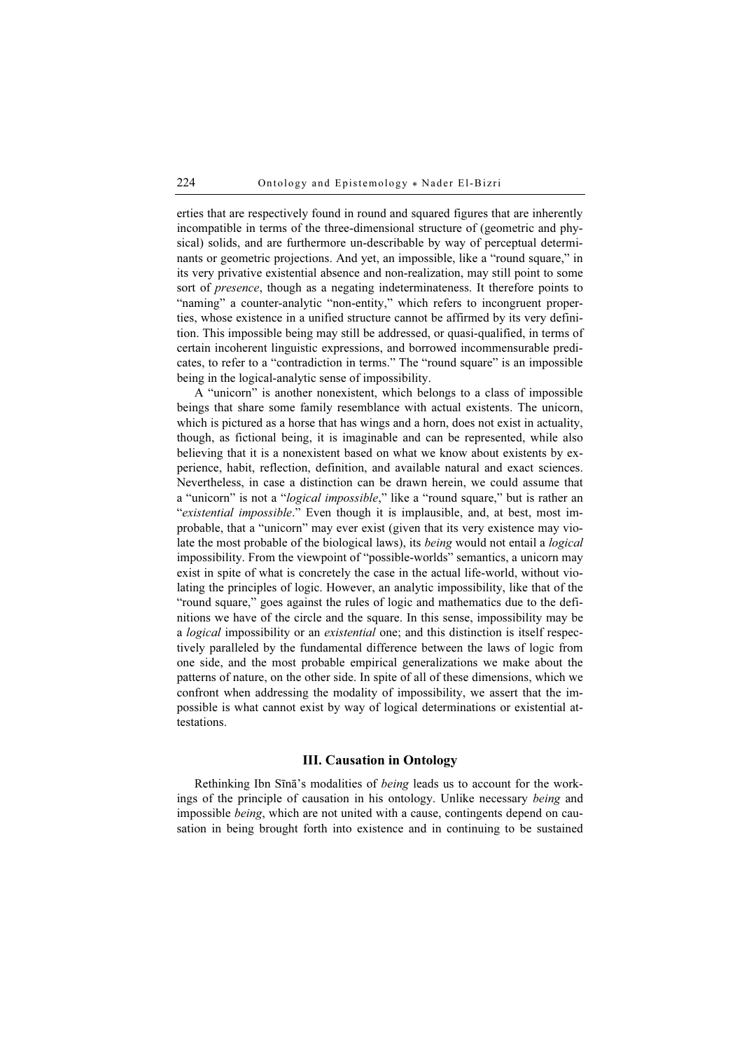erties that are respectively found in round and squared figures that are inherently incompatible in terms of the three-dimensional structure of (geometric and physical) solids, and are furthermore un-describable by way of perceptual determinants or geometric projections. And yet, an impossible, like a "round square," in its very privative existential absence and non-realization, may still point to some sort of *presence*, though as a negating indeterminateness. It therefore points to "naming" a counter-analytic "non-entity," which refers to incongruent properties, whose existence in a unified structure cannot be affirmed by its very definition. This impossible being may still be addressed, or quasi-qualified, in terms of certain incoherent linguistic expressions, and borrowed incommensurable predicates, to refer to a "contradiction in terms." The "round square" is an impossible being in the logical-analytic sense of impossibility.

A "unicorn" is another nonexistent, which belongs to a class of impossible beings that share some family resemblance with actual existents. The unicorn, which is pictured as a horse that has wings and a horn, does not exist in actuality, though, as fictional being, it is imaginable and can be represented, while also believing that it is a nonexistent based on what we know about existents by experience, habit, reflection, definition, and available natural and exact sciences. Nevertheless, in case a distinction can be drawn herein, we could assume that a "unicorn" is not a "*logical impossible*," like a "round square," but is rather an "*existential impossible*." Even though it is implausible, and, at best, most improbable, that a "unicorn" may ever exist (given that its very existence may violate the most probable of the biological laws), its *being* would not entail a *logical* impossibility. From the viewpoint of "possible-worlds" semantics, a unicorn may exist in spite of what is concretely the case in the actual life-world, without violating the principles of logic. However, an analytic impossibility, like that of the "round square," goes against the rules of logic and mathematics due to the definitions we have of the circle and the square. In this sense, impossibility may be a *logical* impossibility or an *existential* one; and this distinction is itself respectively paralleled by the fundamental difference between the laws of logic from one side, and the most probable empirical generalizations we make about the patterns of nature, on the other side. In spite of all of these dimensions, which we confront when addressing the modality of impossibility, we assert that the impossible is what cannot exist by way of logical determinations or existential attestations.

## III. Causation in Ontology

Rethinking Ibn Sīnā's modalities of *being* leads us to account for the workings of the principle of causation in his ontology. Unlike necessary *being* and impossible *being*, which are not united with a cause, contingents depend on causation in being brought forth into existence and in continuing to be sustained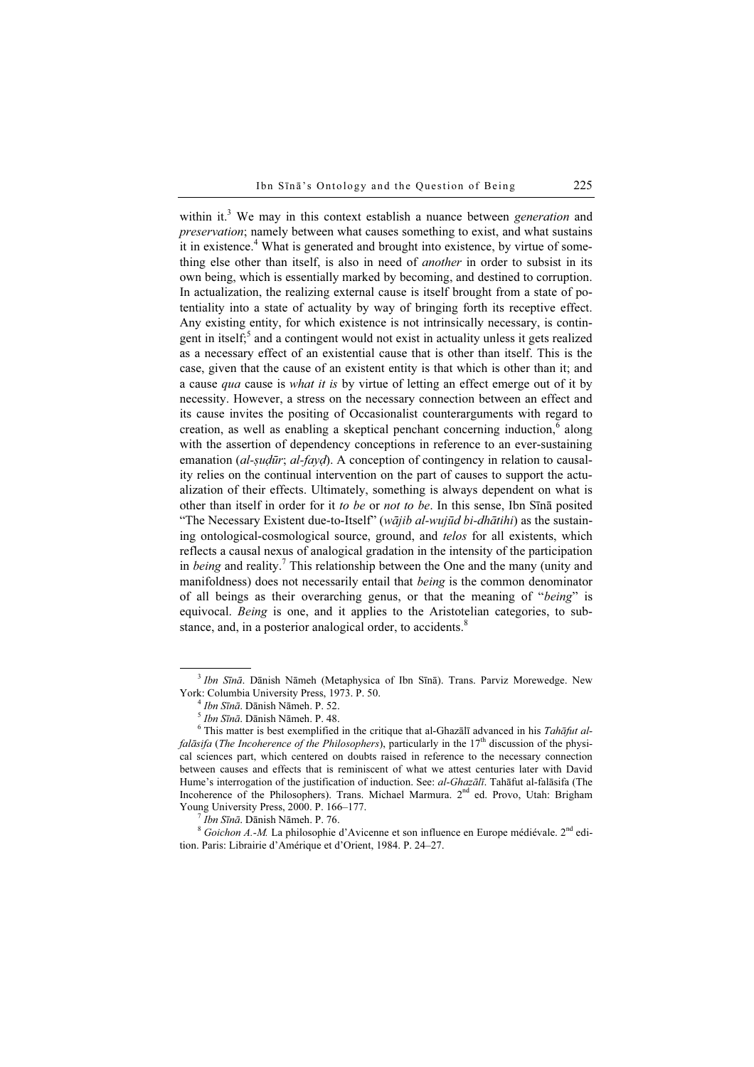within it.[3] We may in this context establish a nuance between *generation* and *preservation*; namely between what causes something to exist, and what sustains it in existence.[4] What is generated and brought into existence, by virtue of something else other than itself, is also in need of *another* in order to subsist in its own being, which is essentially marked by becoming, and destined to corruption. In actualization, the realizing external cause is itself brought from a state of potentiality into a state of actuality by way of bringing forth its receptive effect. Any existing entity, for which existence is not intrinsically necessary, is contingent in itself;[5] and a contingent would not exist in actuality unless it gets realized as a necessary effect of an existential cause that is other than itself. This is the case, given that the cause of an existent entity is that which is other than it; and a cause *qua* cause is *what it is* by virtue of letting an effect emerge out of it by necessity. However, a stress on the necessary connection between an effect and its cause invites the positing of Occasionalist counterarguments with regard to creation, as well as enabling a skeptical penchant concerning induction,[6] along with the assertion of dependency conceptions in reference to an ever-sustaining emanation (*al-ṣudūr*; *al-fayḍ*). A conception of contingency in relation to causality relies on the continual intervention on the part of causes to support the actualization of their effects. Ultimately, something is always dependent on what is other than itself in order for it *to be* or *not to be*. In this sense, Ibn Sīnā posited "The Necessary Existent due-to-Itself" (*wājib al-wujūd bi-dhātihi*) as the sustaining ontological-cosmological source, ground, and *telos* for all existents, which reflects a causal nexus of analogical gradation in the intensity of the participation in *being* and reality.[7] This relationship between the One and the many (unity and manifoldness) does not necessarily entail that *being* is the common denominator of all beings as their overarching genus, or that the meaning of "*being*" is equivocal. *Being* is one, and it applies to the Aristotelian categories, to substance, and, in a posterior analogical order, to accidents.[8]

---

[3] *Ibn Sīnā*. Dānish Nāmeh (Metaphysica of Ibn Sīnā). Trans. Parviz Morewedge. New York: Columbia University Press, 1973. P. 50.

[4] *Ibn Sīnā*. Dānish Nāmeh. P. 52.

[5] *Ibn Sīnā*. Dānish Nāmeh. P. 48.

[6] This matter is best exemplified in the critique that al-Ghazālī advanced in his *Tahāfut al-falāsifa* (*The Incoherence of the Philosophers*), particularly in the 17th discussion of the physical sciences part, which centered on doubts raised in reference to the necessary connection between causes and effects that is reminiscent of what we attest centuries later with David Hume's interrogation of the justification of induction. See: *al-Ghazālī*. Tahāfut al-falāsifa (The Incoherence of the Philosophers). Trans. Michael Marmura. 2nd ed. Provo, Utah: Brigham Young University Press, 2000. P. 166–177.

[7] *Ibn Sīnā*. Dānish Nāmeh. P. 76.

[8] *Goichon A.-M.* La philosophie d'Avicenne et son influence en Europe médiévale. 2nd edition. Paris: Librairie d'Amérique et d'Orient, 1984. P. 24–27.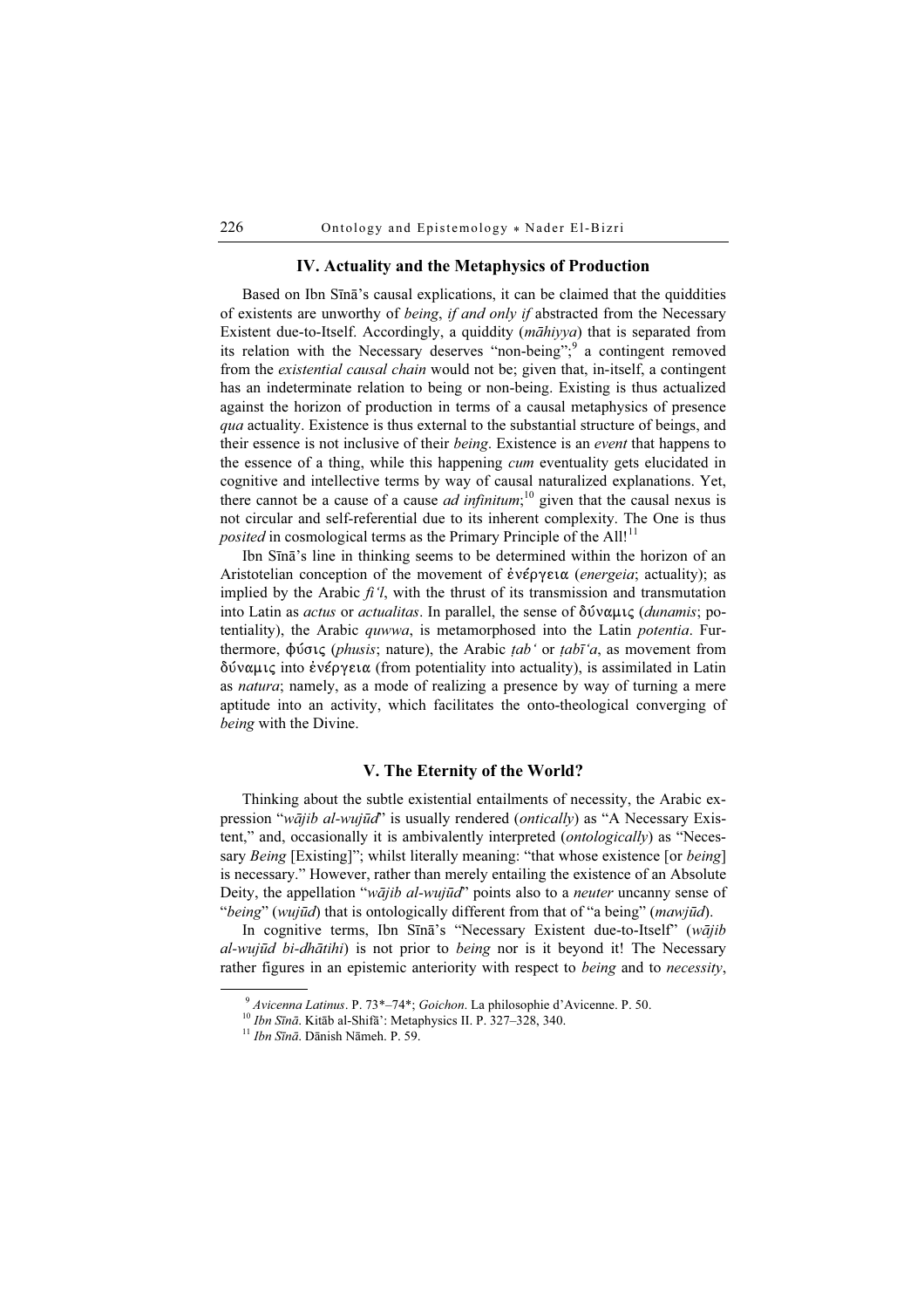## IV. Actuality and the Metaphysics of Production

Based on Ibn Sīnā's causal explications, it can be claimed that the quiddities of existents are unworthy of *being*, *if and only if* abstracted from the Necessary Existent due-to-Itself. Accordingly, a quiddity (*māhiyya*) that is separated from its relation with the Necessary deserves "non-being";[9] a contingent removed from the *existential causal chain* would not be; given that, in-itself, a contingent has an indeterminate relation to being or non-being. Existing is thus actualized against the horizon of production in terms of a causal metaphysics of presence *qua* actuality. Existence is thus external to the substantial structure of beings, and their essence is not inclusive of their *being*. Existence is an *event* that happens to the essence of a thing, while this happening *cum* eventuality gets elucidated in cognitive and intellective terms by way of causal naturalized explanations. Yet, there cannot be a cause of a cause *ad infinitum*;[10] given that the causal nexus is not circular and self-referential due to its inherent complexity. The One is thus *posited* in cosmological terms as the Primary Principle of the All![11]

Ibn Sīnā's line in thinking seems to be determined within the horizon of an Aristotelian conception of the movement of ἐνέργεια (*energeia*; actuality); as implied by the Arabic *fi'l*, with the thrust of its transmission and transmutation into Latin as *actus* or *actualitas*. In parallel, the sense of δύναμις (*dunamis*; potentiality), the Arabic *quwwa*, is metamorphosed into the Latin *potentia*. Furthermore, φύσις (*phusis*; nature), the Arabic *ṭab'* or *ṭabī'a*, as movement from δύναμις into ἐνέργεια (from potentiality into actuality), is assimilated in Latin as *natura*; namely, as a mode of realizing a presence by way of turning a mere aptitude into an activity, which facilitates the onto-theological converging of *being* with the Divine.

## V. The Eternity of the World?

Thinking about the subtle existential entailments of necessity, the Arabic expression "*wājib al-wujūd*" is usually rendered (*ontically*) as "A Necessary Existent," and, occasionally it is ambivalently interpreted (*ontologically*) as "Necessary *Being* [Existing]"; whilst literally meaning: "that whose existence [or *being*] is necessary." However, rather than merely entailing the existence of an Absolute Deity, the appellation "*wājib al-wujūd*" points also to a *neuter* uncanny sense of "*being*" (*wujūd*) that is ontologically different from that of "a being" (*mawjūd*).

In cognitive terms, Ibn Sīnā's "Necessary Existent due-to-Itself" (*wājib al-wujūd bi-dhātihi*) is not prior to *being* nor is it beyond it! The Necessary rather figures in an epistemic anteriority with respect to *being* and to *necessity*,

---

[9] *Avicenna Latinus*. P. 73*–74*; *Goichon*. La philosophie d'Avicenne. P. 50.

[10] *Ibn Sīnā*. Kitāb al-Shifā': Metaphysics II. P. 327–328, 340.

[11] *Ibn Sīnā*. Dānish Nāmeh. P. 59.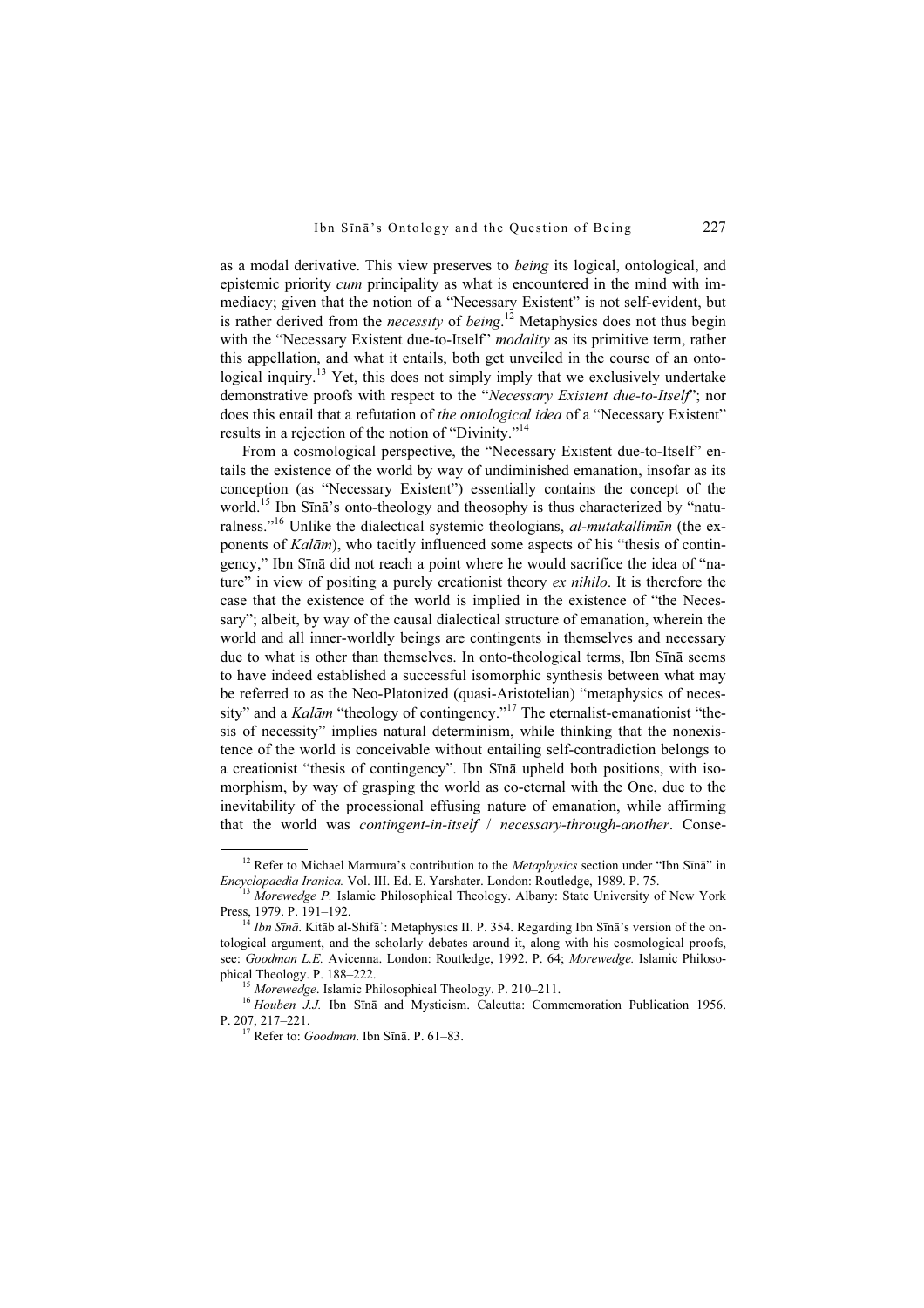as a modal derivative. This view preserves to *being* its logical, ontological, and epistemic priority *cum* principality as what is encountered in the mind with immediacy; given that the notion of a "Necessary Existent" is not self-evident, but is rather derived from the *necessity* of *being*.[12] Metaphysics does not thus begin with the "Necessary Existent due-to-Itself" *modality* as its primitive term, rather this appellation, and what it entails, both get unveiled in the course of an ontological inquiry.[13] Yet, this does not simply imply that we exclusively undertake demonstrative proofs with respect to the "*Necessary Existent due-to-Itself*"; nor does this entail that a refutation of *the ontological idea* of a "Necessary Existent" results in a rejection of the notion of "Divinity."[14]

From a cosmological perspective, the "Necessary Existent due-to-Itself" entails the existence of the world by way of undiminished emanation, insofar as its conception (as "Necessary Existent") essentially contains the concept of the world.[15] Ibn Sīnā's onto-theology and theosophy is thus characterized by "naturalness."[16] Unlike the dialectical systemic theologians, *al-mutakallimūn* (the exponents of *Kalām*), who tacitly influenced some aspects of his "thesis of contingency," Ibn Sīnā did not reach a point where he would sacrifice the idea of "nature" in view of positing a purely creationist theory *ex nihilo*. It is therefore the case that the existence of the world is implied in the existence of "the Necessary"; albeit, by way of the causal dialectical structure of emanation, wherein the world and all inner-worldly beings are contingents in themselves and necessary due to what is other than themselves. In onto-theological terms, Ibn Sīnā seems to have indeed established a successful isomorphic synthesis between what may be referred to as the Neo-Platonized (quasi-Aristotelian) "metaphysics of necessity" and a *Kalām* "theology of contingency."[17] The eternalist-emanationist "thesis of necessity" implies natural determinism, while thinking that the nonexistence of the world is conceivable without entailing self-contradiction belongs to a creationist "thesis of contingency". Ibn Sīnā upheld both positions, with isomorphism, by way of grasping the world as co-eternal with the One, due to the inevitability of the processional effusing nature of emanation, while affirming that the world was *contingent-in-itself* / *necessary-through-another*. Conse-

---

[12] Refer to Michael Marmura's contribution to the *Metaphysics* section under "Ibn Sīnā" in *Encyclopaedia Iranica.* Vol. III. Ed. E. Yarshater. London: Routledge, 1989. P. 75.

[13] *Morewedge P.* Islamic Philosophical Theology. Albany: State University of New York Press, 1979. P. 191–192.

[14] *Ibn Sīnā*. Kitāb al-Shifāʾ: Metaphysics II. P. 354. Regarding Ibn Sīnā's version of the ontological argument, and the scholarly debates around it, along with his cosmological proofs, see: *Goodman L.E.* Avicenna. London: Routledge, 1992. P. 64; *Morewedge.* Islamic Philosophical Theology. P. 188–222.

[15] *Morewedge*. Islamic Philosophical Theology. P. 210–211.

[16] *Houben J.J.* Ibn Sīnā and Mysticism. Calcutta: Commemoration Publication 1956. P. 207, 217–221.

[17] Refer to: *Goodman*. Ibn Sīnā. P. 61–83.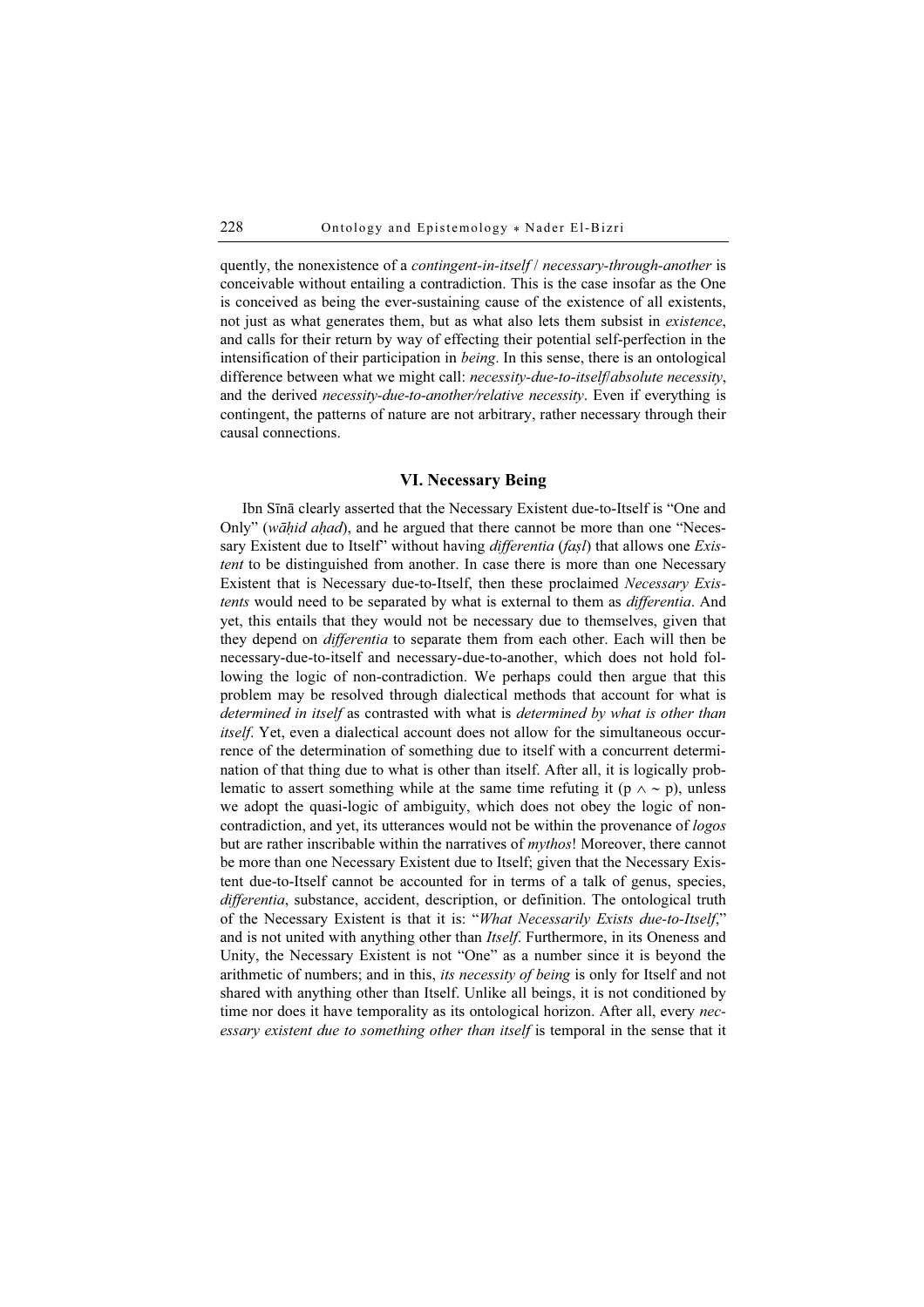quently, the nonexistence of a *contingent-in-itself* / *necessary-through-another* is conceivable without entailing a contradiction. This is the case insofar as the One is conceived as being the ever-sustaining cause of the existence of all existents, not just as what generates them, but as what also lets them subsist in *existence*, and calls for their return by way of effecting their potential self-perfection in the intensification of their participation in *being*. In this sense, there is an ontological difference between what we might call: *necessity-due-to-itself/absolute necessity*, and the derived *necessity-due-to-another/relative necessity*. Even if everything is contingent, the patterns of nature are not arbitrary, rather necessary through their causal connections.

## VI. Necessary Being

Ibn Sīnā clearly asserted that the Necessary Existent due-to-Itself is "One and Only" (*wāḥid aḥad*), and he argued that there cannot be more than one "Necessary Existent due to Itself" without having *differentia* (*faṣl*) that allows one *Existent* to be distinguished from another. In case there is more than one Necessary Existent that is Necessary due-to-Itself, then these proclaimed *Necessary Existents* would need to be separated by what is external to them as *differentia*. And yet, this entails that they would not be necessary due to themselves, given that they depend on *differentia* to separate them from each other. Each will then be necessary-due-to-itself and necessary-due-to-another, which does not hold following the logic of non-contradiction. We perhaps could then argue that this problem may be resolved through dialectical methods that account for what is *determined in itself* as contrasted with what is *determined by what is other than itself*. Yet, even a dialectical account does not allow for the simultaneous occurrence of the determination of something due to itself with a concurrent determination of that thing due to what is other than itself. After all, it is logically problematic to assert something while at the same time refuting it ($p \wedge \sim p$), unless we adopt the quasi-logic of ambiguity, which does not obey the logic of non-contradiction, and yet, its utterances would not be within the provenance of *logos* but are rather inscribable within the narratives of *mythos*! Moreover, there cannot be more than one Necessary Existent due to Itself; given that the Necessary Existent due-to-Itself cannot be accounted for in terms of a talk of genus, species, *differentia*, substance, accident, description, or definition. The ontological truth of the Necessary Existent is that it is: "*What Necessarily Exists due-to-Itself*," and is not united with anything other than *Itself*. Furthermore, in its Oneness and Unity, the Necessary Existent is not "One" as a number since it is beyond the arithmetic of numbers; and in this, *its necessity of being* is only for Itself and not shared with anything other than Itself. Unlike all beings, it is not conditioned by time nor does it have temporality as its ontological horizon. After all, every *necessary existent due to something other than itself* is temporal in the sense that it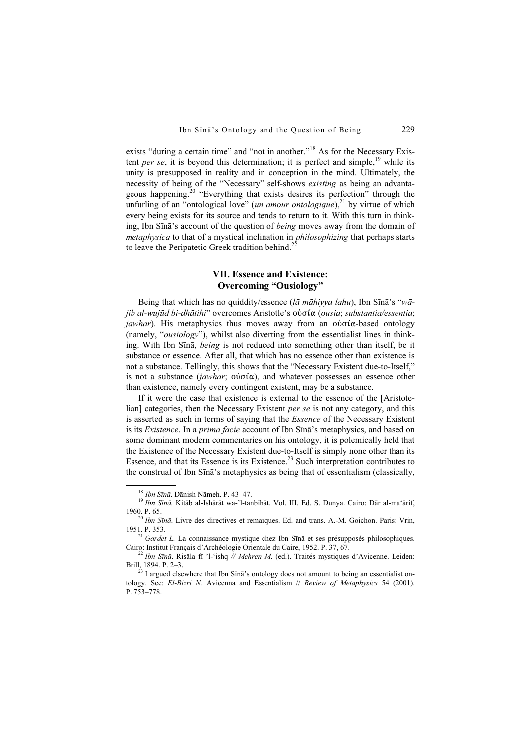exists "during a certain time" and "not in another."[18] As for the Necessary Existent *per se*, it is beyond this determination; it is perfect and simple,[19] while its unity is presupposed in reality and in conception in the mind. Ultimately, the necessity of being of the "Necessary" self-shows *existing* as being an advantageous happening.[20] "Everything that exists desires its perfection" through the unfurling of an "ontological love" (*un amour ontologique*),[21] by virtue of which every being exists for its source and tends to return to it. With this turn in thinking, Ibn Sīnā's account of the question of *being* moves away from the domain of *metaphysica* to that of a mystical inclination in *philosophizing* that perhaps starts to leave the Peripatetic Greek tradition behind.[22]

## VII. Essence and Existence: Overcoming "Ousiology"

Being that which has no quiddity/essence (*lā māhiyya lahu*), Ibn Sīnā's "*wājib al-wujūd bi-dhātihi*" overcomes Aristotle's οὐσία (*ousia*; *substantia/essentia*; *jawhar*). His metaphysics thus moves away from an οὐσία-based ontology (namely, "*ousiology*"), whilst also diverting from the essentialist lines in thinking. With Ibn Sīnā, *being* is not reduced into something other than itself, be it substance or essence. After all, that which has no essence other than existence is not a substance. Tellingly, this shows that the "Necessary Existent due-to-Itself," is not a substance (*jawhar*; οὐσία), and whatever possesses an essence other than existence, namely every contingent existent, may be a substance.

If it were the case that existence is external to the essence of the [Aristotelian] categories, then the Necessary Existent *per se* is not any category, and this is asserted as such in terms of saying that the *Essence* of the Necessary Existent is its *Existence*. In a *prima facie* account of Ibn Sīnā's metaphysics, and based on some dominant modern commentaries on his ontology, it is polemically held that the Existence of the Necessary Existent due-to-Itself is simply none other than its Essence, and that its Essence is its Existence.[23] Such interpretation contributes to the construal of Ibn Sīnā's metaphysics as being that of essentialism (classically,

---

[18] *Ibn Sīnā*. Dānish Nāmeh. P. 43–47.

[19] *Ibn Sīnā.* Kitāb al-Ishārāt wa-'l-tanbīhāt. Vol. III. Ed. S. Dunya. Cairo: Dār al-ma'ārif, 1960. P. 65.

[20] *Ibn Sīnā*. Livre des directives et remarques. Ed. and trans. A.-M. Goichon. Paris: Vrin, 1951. P. 353.

[21] *Gardet L.* La connaissance mystique chez Ibn Sīnā et ses présupposés philosophiques. Cairo: Institut Français d'Archéologie Orientale du Caire, 1952. P. 37, 67.

[22] *Ibn Sīnā*. Risāla fī 'l-'ishq // *Mehren M.* (ed.). Traités mystiques d'Avicenne. Leiden: Brill, 1894. P. 2–3.

[23] I argued elsewhere that Ibn Sīnā's ontology does not amount to being an essentialist ontology. See: *El-Bizri N.* Avicenna and Essentialism // *Review of Metaphysics* 54 (2001). P. 753–778.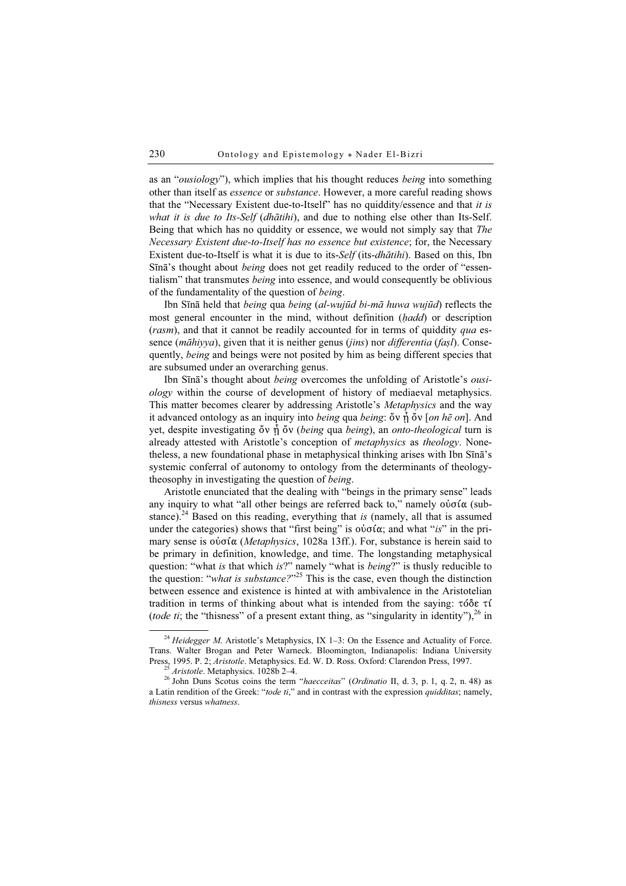as an "*ousiology*"), which implies that his thought reduces *being* into something other than itself as *essence* or *substance*. However, a more careful reading shows that the "Necessary Existent due-to-Itself" has no quiddity/essence and that *it is what it is due to Its-Self* (*dhātihi*), and due to nothing else other than Its-Self. Being that which has no quiddity or essence, we would not simply say that *The Necessary Existent due-to-Itself has no essence but existence*; for, the Necessary Existent due-to-Itself is what it is due to its-*Self* (its-*dhātihi*). Based on this, Ibn Sīnā's thought about *being* does not get readily reduced to the order of "essentialism" that transmutes *being* into essence, and would consequently be oblivious of the fundamentality of the question of *being*.

Ibn Sīnā held that *being* qua *being* (*al-wujūd bi-mā huwa wujūd*) reflects the most general encounter in the mind, without definition (*ḥadd*) or description (*rasm*), and that it cannot be readily accounted for in terms of quiddity *qua* essence (*māhiyya*), given that it is neither genus (*jins*) nor *differentia* (*faṣl*). Consequently, *being* and beings were not posited by him as being different species that are subsumed under an overarching genus.

Ibn Sīnā's thought about *being* overcomes the unfolding of Aristotle's *ousiology* within the course of development of history of mediaeval metaphysics. This matter becomes clearer by addressing Aristotle's *Metaphysics* and the way it advanced ontology as an inquiry into *being* qua *being*: ὄν ᾗ ὄν [*on hē on*]. And yet, despite investigating ὄν ᾗ ὄν (*being* qua *being*), an *onto-theological* turn is already attested with Aristotle's conception of *metaphysics* as *theology*. Nonetheless, a new foundational phase in metaphysical thinking arises with Ibn Sīnā's systemic conferral of autonomy to ontology from the determinants of theology-theosophy in investigating the question of *being*.

Aristotle enunciated that the dealing with "beings in the primary sense" leads any inquiry to what "all other beings are referred back to," namely οὐσία (substance).[24] Based on this reading, everything that *is* (namely, all that is assumed under the categories) shows that "first being" is οὐσία; and what "*is*" in the primary sense is οὐσία (*Metaphysics*, 1028a 13ff.). For, substance is herein said to be primary in definition, knowledge, and time. The longstanding metaphysical question: "what *is* that which *is*?" namely "what is *being*?" is thusly reducible to the question: "*what is substance?*"[25] This is the case, even though the distinction between essence and existence is hinted at with ambivalence in the Aristotelian tradition in terms of thinking about what is intended from the saying: τόδε τί (*tode ti*; the "thisness" of a present extant thing, as "singularity in identity"),[26] in

---

[24] *Heidegger M.* Aristotle's Metaphysics, IX 1–3: On the Essence and Actuality of Force. Trans. Walter Brogan and Peter Warneck. Bloomington, Indianapolis: Indiana University Press, 1995. P. 2; *Aristotle*. Metaphysics. Ed. W. D. Ross. Oxford: Clarendon Press, 1997.

[25] *Aristotle*. Metaphysics. 1028b 2–4.

[26] John Duns Scotus coins the term "*haecceitas*" (*Ordinatio* II, d. 3, p. 1, q. 2, n. 48) as a Latin rendition of the Greek: "*tode ti*," and in contrast with the expression *quidditas*; namely, *thisness* versus *whatness*.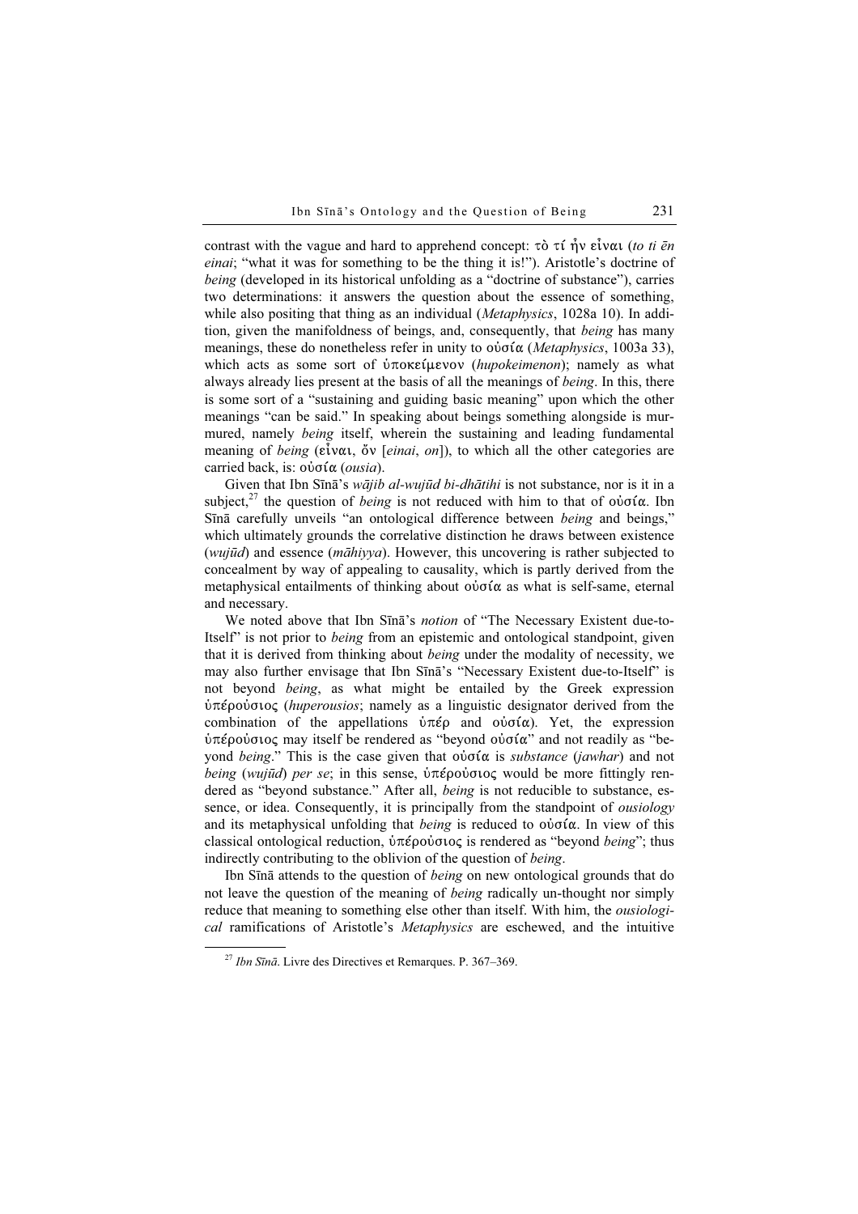contrast with the vague and hard to apprehend concept: τὸ τί ἦν εἶναι (*to ti ēn einai*; "what it was for something to be the thing it is!"). Aristotle's doctrine of *being* (developed in its historical unfolding as a "doctrine of substance"), carries two determinations: it answers the question about the essence of something, while also positing that thing as an individual (*Metaphysics*, 1028a 10). In addition, given the manifoldness of beings, and, consequently, that *being* has many meanings, these do nonetheless refer in unity to οὐσία (*Metaphysics*, 1003a 33), which acts as some sort of ὑποκείμενον (*hupokeimenon*); namely as what always already lies present at the basis of all the meanings of *being*. In this, there is some sort of a "sustaining and guiding basic meaning" upon which the other meanings "can be said." In speaking about beings something alongside is murmured, namely *being* itself, wherein the sustaining and leading fundamental meaning of *being* (εἶναι, ὄν [*einai*, *on*]), to which all the other categories are carried back, is: οὐσία (*ousia*).

Given that Ibn Sīnā's *wājib al-wujūd bi-dhātihi* is not substance, nor is it in a subject,[27] the question of *being* is not reduced with him to that of οὐσία. Ibn Sīnā carefully unveils "an ontological difference between *being* and beings," which ultimately grounds the correlative distinction he draws between existence (*wujūd*) and essence (*māhiyya*). However, this uncovering is rather subjected to concealment by way of appealing to causality, which is partly derived from the metaphysical entailments of thinking about οὐσία as what is self-same, eternal and necessary.

We noted above that Ibn Sīnā's *notion* of "The Necessary Existent due-to-Itself" is not prior to *being* from an epistemic and ontological standpoint, given that it is derived from thinking about *being* under the modality of necessity, we may also further envisage that Ibn Sīnā's "Necessary Existent due-to-Itself" is not beyond *being*, as what might be entailed by the Greek expression ὑπέρούσιος (*huperousios*; namely as a linguistic designator derived from the combination of the appellations ὑπέρ and οὐσία). Yet, the expression ὑπέρούσιος may itself be rendered as "beyond οὐσία" and not readily as "beyond *being*." This is the case given that οὐσία is *substance* (*jawhar*) and not *being* (*wujūd*) *per se*; in this sense, ὑπέρούσιος would be more fittingly rendered as "beyond substance." After all, *being* is not reducible to substance, essence, or idea. Consequently, it is principally from the standpoint of *ousiology* and its metaphysical unfolding that *being* is reduced to οὐσία. In view of this classical ontological reduction, ὑπέρούσιος is rendered as "beyond *being*"; thus indirectly contributing to the oblivion of the question of *being*.

Ibn Sīnā attends to the question of *being* on new ontological grounds that do not leave the question of the meaning of *being* radically un-thought nor simply reduce that meaning to something else other than itself. With him, the *ousiological* ramifications of Aristotle's *Metaphysics* are eschewed, and the intuitive

---

[27] *Ibn Sīnā*. Livre des Directives et Remarques. P. 367–369.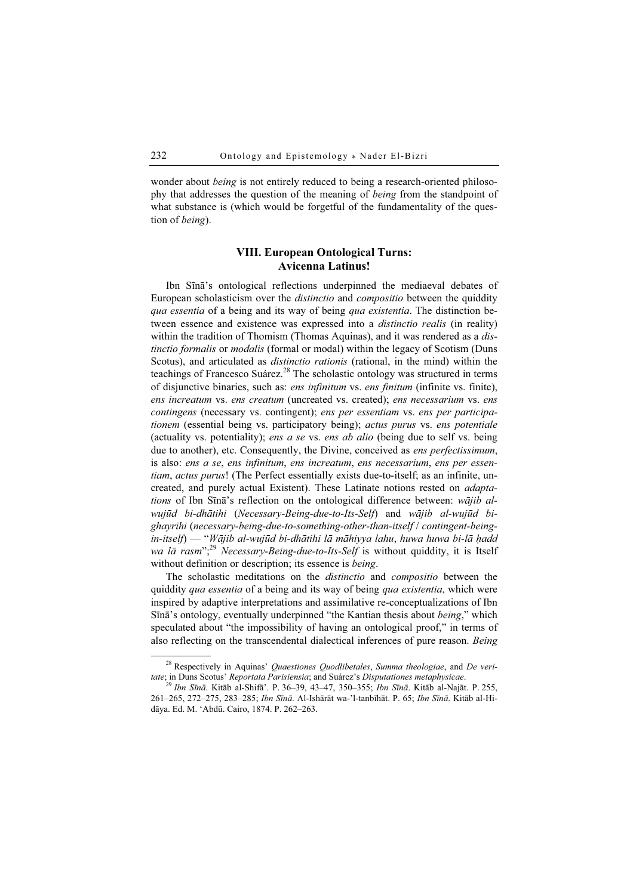wonder about *being* is not entirely reduced to being a research-oriented philosophy that addresses the question of the meaning of *being* from the standpoint of what substance is (which would be forgetful of the fundamentality of the question of *being*).

## VIII. European Ontological Turns: Avicenna Latinus!

Ibn Sīnā's ontological reflections underpinned the mediaeval debates of European scholasticism over the *distinctio* and *compositio* between the quiddity *qua essentia* of a being and its way of being *qua existentia*. The distinction between essence and existence was expressed into a *distinctio realis* (in reality) within the tradition of Thomism (Thomas Aquinas), and it was rendered as a *distinctio formalis* or *modalis* (formal or modal) within the legacy of Scotism (Duns Scotus), and articulated as *distinctio rationis* (rational, in the mind) within the teachings of Francesco Suárez.[28] The scholastic ontology was structured in terms of disjunctive binaries, such as: *ens infinitum* vs. *ens finitum* (infinite vs. finite), *ens increatum* vs. *ens creatum* (uncreated vs. created); *ens necessarium* vs. *ens contingens* (necessary vs. contingent); *ens per essentiam* vs. *ens per participationem* (essential being vs. participatory being); *actus purus* vs. *ens potentiale* (actuality vs. potentiality); *ens a se* vs. *ens ab alio* (being due to self vs. being due to another), etc. Consequently, the Divine, conceived as *ens perfectissimum*, is also: *ens a se*, *ens infinitum*, *ens increatum*, *ens necessarium*, *ens per essentiam*, *actus purus*! (The Perfect essentially exists due-to-itself; as an infinite, uncreated, and purely actual Existent). These Latinate notions rested on *adaptations* of Ibn Sīnā's reflection on the ontological difference between: *wājib al-wujūd bi-dhātihi* (*Necessary-Being-due-to-Its-Self*) and *wājib al-wujūd bi-ghayrihi* (*necessary-being-due-to-something-other-than-itself* / *contingent-being-in-itself*) — "*Wājib al-wujūd bi-dhātihi lā māhiyya lahu*, *huwa huwa bi-lā ḥadd wa lā rasm*";[29] *Necessary-Being-due-to-Its-Self* is without quiddity, it is Itself without definition or description; its essence is *being*.

The scholastic meditations on the *distinctio* and *compositio* between the quiddity *qua essentia* of a being and its way of being *qua existentia*, which were inspired by adaptive interpretations and assimilative re-conceptualizations of Ibn Sīnā's ontology, eventually underpinned "the Kantian thesis about *being*," which speculated about "the impossibility of having an ontological proof," in terms of also reflecting on the transcendental dialectical inferences of pure reason. *Being*

---

[28] Respectively in Aquinas' *Quaestiones Quodlibetales*, *Summa theologiae*, and *De veritate*; in Duns Scotus' *Reportata Parisiensia*; and Suárez's *Disputationes metaphysicae*.

[29] *Ibn Sīnā*. Kitāb al-Shifā'. P. 36–39, 43–47, 350–355; *Ibn Sīnā*. Kitāb al-Najāt. P. 255, 261–265, 272–275, 283–285; *Ibn Sīnā*. Al-Ishārāt wa-'l-tanbīhāt. P. 65; *Ibn Sīnā*. Kitāb al-Hidāya. Ed. M. 'Abdū. Cairo, 1874. P. 262–263.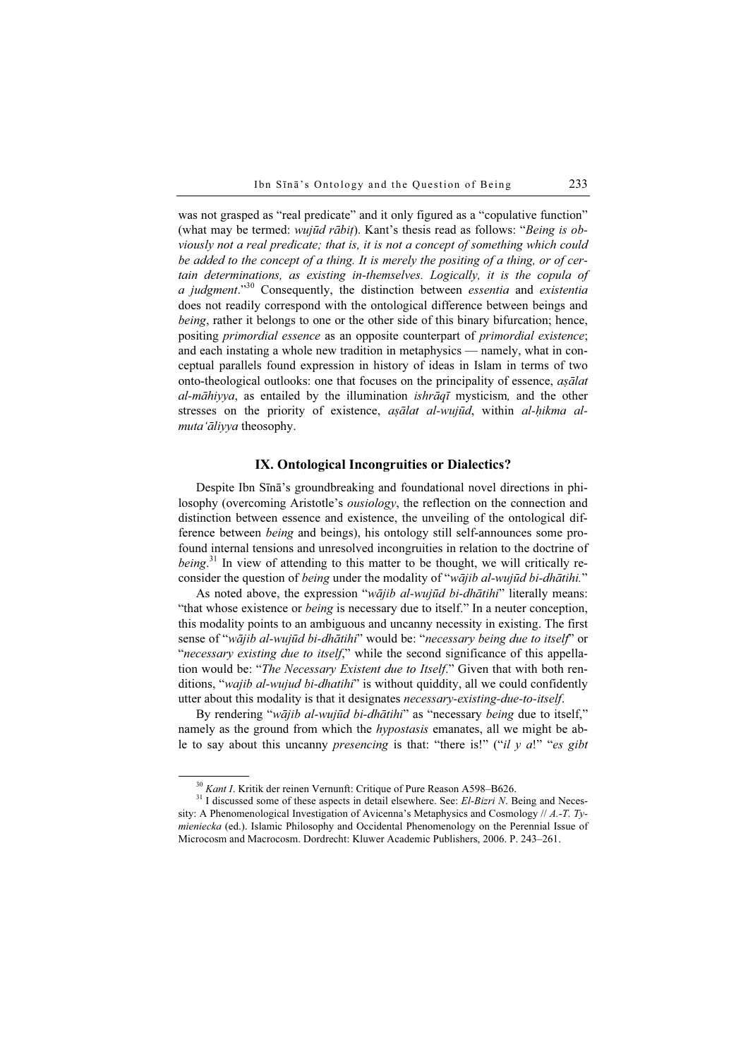was not grasped as "real predicate" and it only figured as a "copulative function" (what may be termed: *wujūd rābiṭ*). Kant's thesis read as follows: "*Being is obviously not a real predicate; that is, it is not a concept of something which could be added to the concept of a thing. It is merely the positing of a thing, or of certain determinations, as existing in-themselves. Logically, it is the copula of a judgment*."[30] Consequently, the distinction between *essentia* and *existentia* does not readily correspond with the ontological difference between beings and *being*, rather it belongs to one or the other side of this binary bifurcation; hence, positing *primordial essence* as an opposite counterpart of *primordial existence*; and each instating a whole new tradition in metaphysics — namely, what in conceptual parallels found expression in history of ideas in Islam in terms of two onto-theological outlooks: one that focuses on the principality of essence, *aṣālat al-māhiyya*, as entailed by the illumination *ishrāqī* mysticism*,* and the other stresses on the priority of existence, *aṣālat al-wujūd*, within *al-ḥikma al-muta'āliyya* theosophy.

## IX. Ontological Incongruities or Dialectics?

Despite Ibn Sīnā's groundbreaking and foundational novel directions in philosophy (overcoming Aristotle's *ousiology*, the reflection on the connection and distinction between essence and existence, the unveiling of the ontological difference between *being* and beings), his ontology still self-announces some profound internal tensions and unresolved incongruities in relation to the doctrine of *being*.[31] In view of attending to this matter to be thought, we will critically reconsider the question of *being* under the modality of "*wājib al-wujūd bi-dhātihi.*"

As noted above, the expression "*wājib al-wujūd bi-dhātihi*" literally means: "that whose existence or *being* is necessary due to itself." In a neuter conception, this modality points to an ambiguous and uncanny necessity in existing. The first sense of "*wājib al-wujūd bi-dhātihi*" would be: "*necessary being due to itself*" or "*necessary existing due to itself*," while the second significance of this appellation would be: "*The Necessary Existent due to Itself*." Given that with both renditions, "*wajib al-wujud bi-dhatihi*" is without quiddity, all we could confidently utter about this modality is that it designates *necessary-existing-due-to-itself*.

By rendering "*wājib al-wujūd bi-dhātihi*" as "necessary *being* due to itself," namely as the ground from which the *hypostasis* emanates, all we might be able to say about this uncanny *presencing* is that: "there is!" ("*il y a*!" "*es gibt*

---

[30] *Kant I*. Kritik der reinen Vernunft: Critique of Pure Reason A598–B626.

[31] I discussed some of these aspects in detail elsewhere. See: *El-Bizri N*. Being and Necessity: A Phenomenological Investigation of Avicenna's Metaphysics and Cosmology // *A.-T. Tymieniecka* (ed.). Islamic Philosophy and Occidental Phenomenology on the Perennial Issue of Microcosm and Macrocosm. Dordrecht: Kluwer Academic Publishers, 2006. P. 243–261.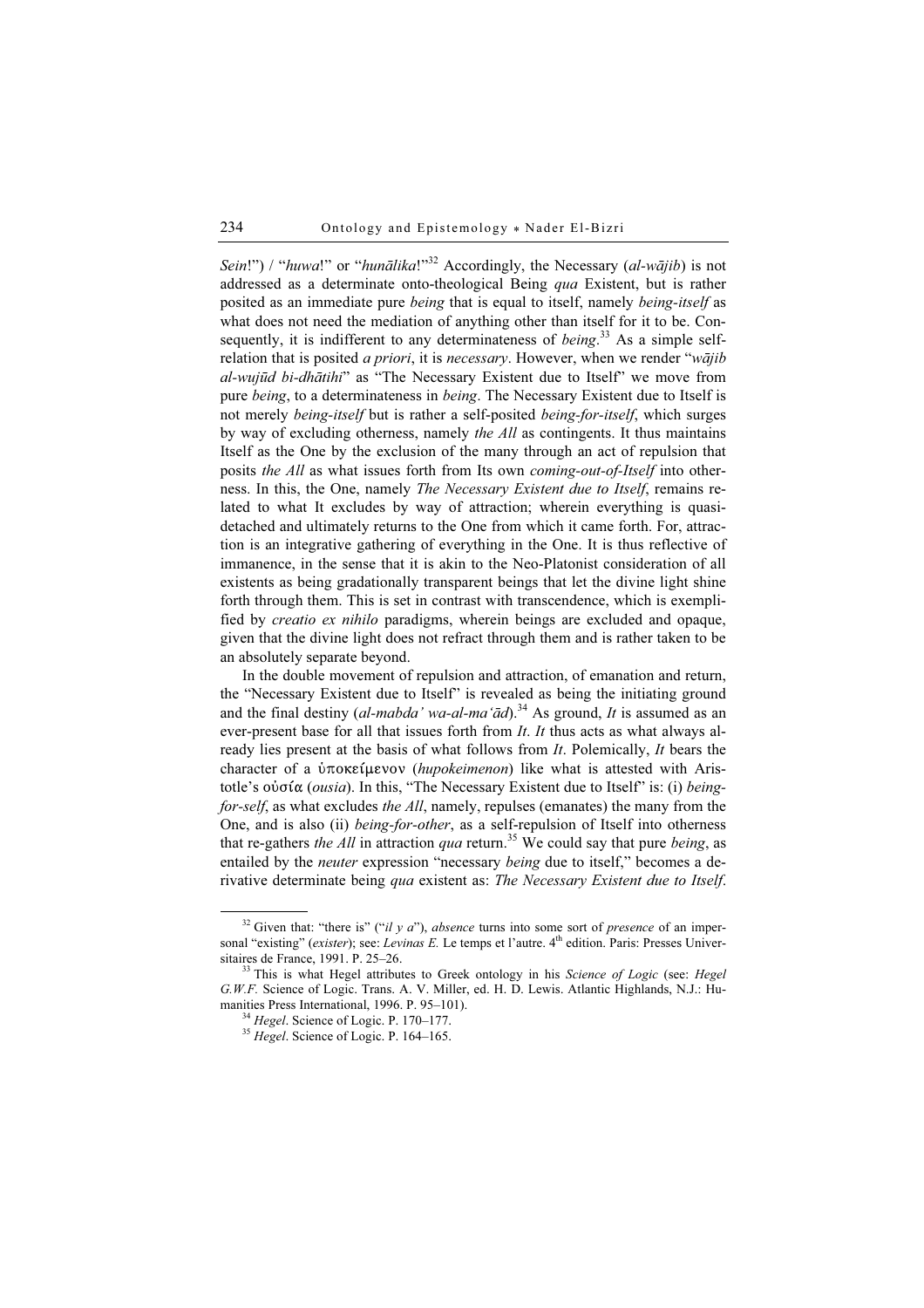*Sein*!") / "*huwa*!" or "*hunālika*!"[32] Accordingly, the Necessary (*al-wājib*) is not addressed as a determinate onto-theological Being *qua* Existent, but is rather posited as an immediate pure *being* that is equal to itself, namely *being-itself* as what does not need the mediation of anything other than itself for it to be. Consequently, it is indifferent to any determinateness of *being*.[33] As a simple self-relation that is posited *a priori*, it is *necessary*. However, when we render "*wājib al-wujūd bi-dhātihi*" as "The Necessary Existent due to Itself" we move from pure *being*, to a determinateness in *being*. The Necessary Existent due to Itself is not merely *being-itself* but is rather a self-posited *being-for-itself*, which surges by way of excluding otherness, namely *the All* as contingents. It thus maintains Itself as the One by the exclusion of the many through an act of repulsion that posits *the All* as what issues forth from Its own *coming-out-of-Itself* into otherness. In this, the One, namely *The Necessary Existent due to Itself*, remains related to what It excludes by way of attraction; wherein everything is quasi-detached and ultimately returns to the One from which it came forth. For, attraction is an integrative gathering of everything in the One. It is thus reflective of immanence, in the sense that it is akin to the Neo-Platonist consideration of all existents as being gradationally transparent beings that let the divine light shine forth through them. This is set in contrast with transcendence, which is exemplified by *creatio ex nihilo* paradigms, wherein beings are excluded and opaque, given that the divine light does not refract through them and is rather taken to be an absolutely separate beyond.

In the double movement of repulsion and attraction, of emanation and return, the "Necessary Existent due to Itself" is revealed as being the initiating ground and the final destiny (*al-mabda' wa-al-ma'ād*).[34] As ground, *It* is assumed as an ever-present base for all that issues forth from *It*. *It* thus acts as what always already lies present at the basis of what follows from *It*. Polemically, *It* bears the character of a ὑποκείμενον (*hupokeimenon*) like what is attested with Aristotle's οὐσία (*ousia*). In this, "The Necessary Existent due to Itself" is: (i) *being-for-self*, as what excludes *the All*, namely, repulses (emanates) the many from the One, and is also (ii) *being-for-other*, as a self-repulsion of Itself into otherness that re-gathers *the All* in attraction *qua* return.[35] We could say that pure *being*, as entailed by the *neuter* expression "necessary *being* due to itself," becomes a derivative determinate being *qua* existent as: *The Necessary Existent due to Itself*.

---

[32] Given that: "there is" ("*il y a*"), *absence* turns into some sort of *presence* of an impersonal "existing" (*exister*); see: *Levinas E.* Le temps et l'autre. 4th edition. Paris: Presses Universitaires de France, 1991. P. 25–26.

[33] This is what Hegel attributes to Greek ontology in his *Science of Logic* (see: *Hegel G.W.F.* Science of Logic. Trans. A. V. Miller, ed. H. D. Lewis. Atlantic Highlands, N.J.: Humanities Press International, 1996. P. 95–101).

[34] *Hegel*. Science of Logic. P. 170–177.

[35] *Hegel*. Science of Logic. P. 164–165.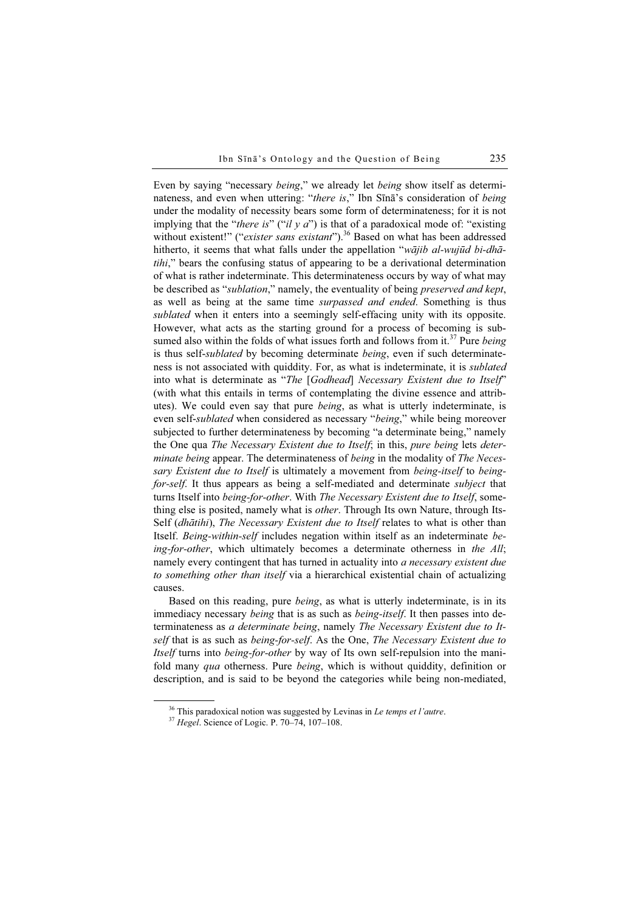Even by saying "necessary *being*," we already let *being* show itself as determinateness, and even when uttering: "*there is*," Ibn Sīnā's consideration of *being* under the modality of necessity bears some form of determinateness; for it is not implying that the "*there is*" ("*il y a*") is that of a paradoxical mode of: "existing without existent!" ("*exister sans existant*").[36] Based on what has been addressed hitherto, it seems that what falls under the appellation "*wājib al-wujūd bi-dhātihi*," bears the confusing status of appearing to be a derivational determination of what is rather indeterminate. This determinateness occurs by way of what may be described as "*sublation*," namely, the eventuality of being *preserved and kept*, as well as being at the same time *surpassed and ended*. Something is thus *sublated* when it enters into a seemingly self-effacing unity with its opposite. However, what acts as the starting ground for a process of becoming is subsumed also within the folds of what issues forth and follows from it.[37] Pure *being* is thus self-*sublated* by becoming determinate *being*, even if such determinateness is not associated with quiddity. For, as what is indeterminate, it is *sublated* into what is determinate as "*The* [*Godhead*] *Necessary Existent due to Itself*" (with what this entails in terms of contemplating the divine essence and attributes). We could even say that pure *being*, as what is utterly indeterminate, is even self-*sublated* when considered as necessary "*being*," while being moreover subjected to further determinateness by becoming "a determinate being," namely the One qua *The Necessary Existent due to Itself*; in this, *pure being* lets *determinate being* appear. The determinateness of *being* in the modality of *The Necessary Existent due to Itself* is ultimately a movement from *being-itself* to *being-for-self*. It thus appears as being a self-mediated and determinate *subject* that turns Itself into *being-for-other*. With *The Necessary Existent due to Itself*, something else is posited, namely what is *other*. Through Its own Nature, through Its-Self (*dhātihi*), *The Necessary Existent due to Itself* relates to what is other than Itself. *Being-within-self* includes negation within itself as an indeterminate *being-for-other*, which ultimately becomes a determinate otherness in *the All*; namely every contingent that has turned in actuality into *a necessary existent due to something other than itself* via a hierarchical existential chain of actualizing causes.

Based on this reading, pure *being*, as what is utterly indeterminate, is in its immediacy necessary *being* that is as such as *being-itself*. It then passes into determinateness as *a determinate being*, namely *The Necessary Existent due to Itself* that is as such as *being-for-self*. As the One, *The Necessary Existent due to Itself* turns into *being-for-other* by way of Its own self-repulsion into the manifold many *qua* otherness. Pure *being*, which is without quiddity, definition or description, and is said to be beyond the categories while being non-mediated,

[36] This paradoxical notion was suggested by Levinas in *Le temps et l'autre*.

[37] *Hegel*. Science of Logic. P. 70–74, 107–108.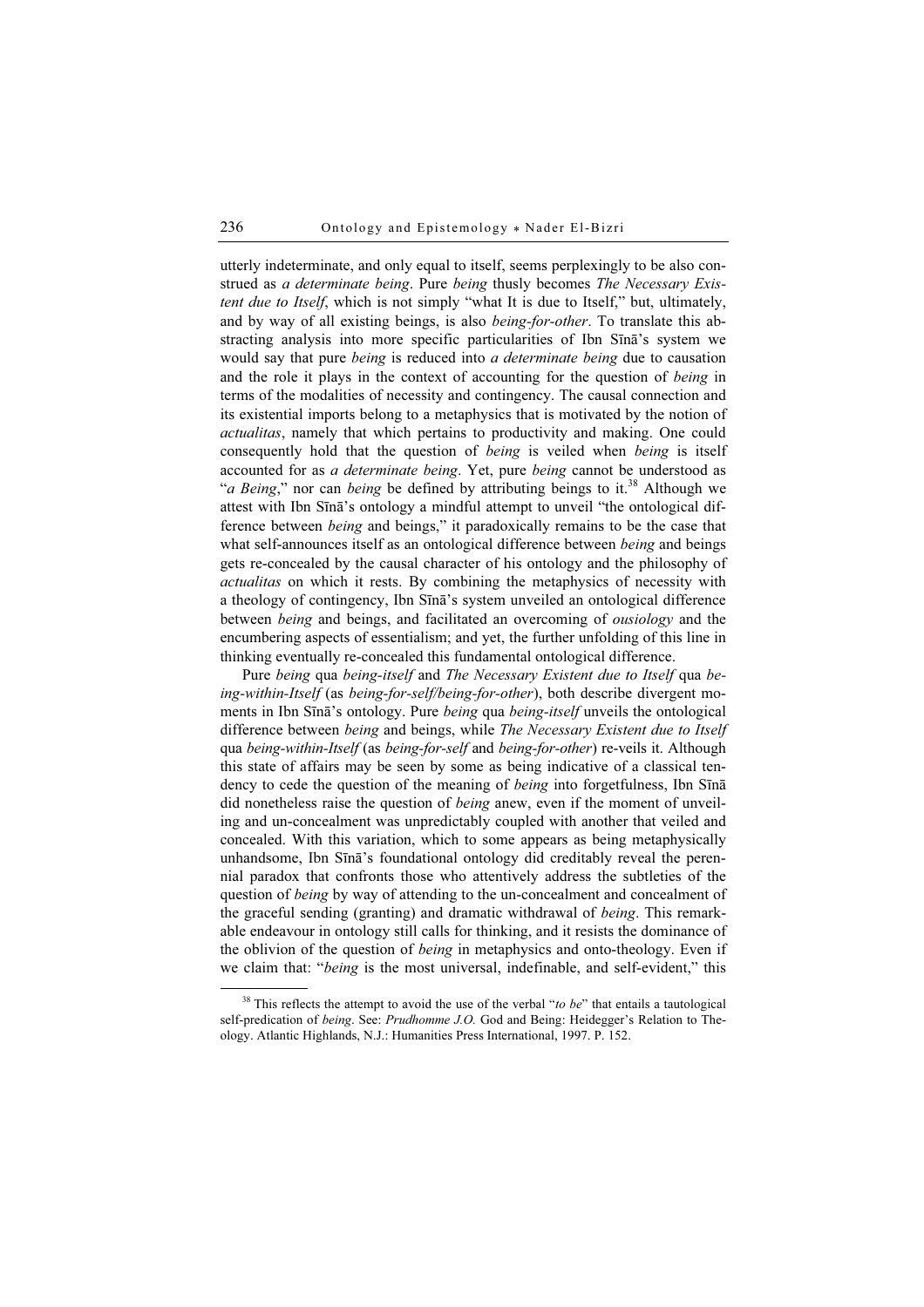utterly indeterminate, and only equal to itself, seems perplexingly to be also construed as *a determinate being*. Pure *being* thusly becomes *The Necessary Existent due to Itself*, which is not simply "what It is due to Itself," but, ultimately, and by way of all existing beings, is also *being-for-other*. To translate this abstracting analysis into more specific particularities of Ibn Sīnā's system we would say that pure *being* is reduced into *a determinate being* due to causation and the role it plays in the context of accounting for the question of *being* in terms of the modalities of necessity and contingency. The causal connection and its existential imports belong to a metaphysics that is motivated by the notion of *actualitas*, namely that which pertains to productivity and making. One could consequently hold that the question of *being* is veiled when *being* is itself accounted for as *a determinate being*. Yet, pure *being* cannot be understood as "*a Being*," nor can *being* be defined by attributing beings to it.[38] Although we attest with Ibn Sīnā's ontology a mindful attempt to unveil "the ontological difference between *being* and beings," it paradoxically remains to be the case that what self-announces itself as an ontological difference between *being* and beings gets re-concealed by the causal character of his ontology and the philosophy of *actualitas* on which it rests. By combining the metaphysics of necessity with a theology of contingency, Ibn Sīnā's system unveiled an ontological difference between *being* and beings, and facilitated an overcoming of *ousiology* and the encumbering aspects of essentialism; and yet, the further unfolding of this line in thinking eventually re-concealed this fundamental ontological difference.

Pure *being* qua *being-itself* and *The Necessary Existent due to Itself* qua *being-within-Itself* (as *being-for-self/being-for-other*), both describe divergent moments in Ibn Sīnā's ontology. Pure *being* qua *being-itself* unveils the ontological difference between *being* and beings, while *The Necessary Existent due to Itself* qua *being-within-Itself* (as *being-for-self* and *being-for-other*) re-veils it. Although this state of affairs may be seen by some as being indicative of a classical tendency to cede the question of the meaning of *being* into forgetfulness, Ibn Sīnā did nonetheless raise the question of *being* anew, even if the moment of unveiling and un-concealment was unpredictably coupled with another that veiled and concealed. With this variation, which to some appears as being metaphysically unhandsome, Ibn Sīnā's foundational ontology did creditably reveal the perennial paradox that confronts those who attentively address the subtleties of the question of *being* by way of attending to the un-concealment and concealment of the graceful sending (granting) and dramatic withdrawal of *being*. This remarkable endeavour in ontology still calls for thinking, and it resists the dominance of the oblivion of the question of *being* in metaphysics and onto-theology. Even if we claim that: "*being* is the most universal, indefinable, and self-evident," this

---

[38] This reflects the attempt to avoid the use of the verbal "*to be*" that entails a tautological self-predication of *being*. See: *Prudhomme J.O.* God and Being: Heidegger's Relation to Theology. Atlantic Highlands, N.J.: Humanities Press International, 1997. P. 152.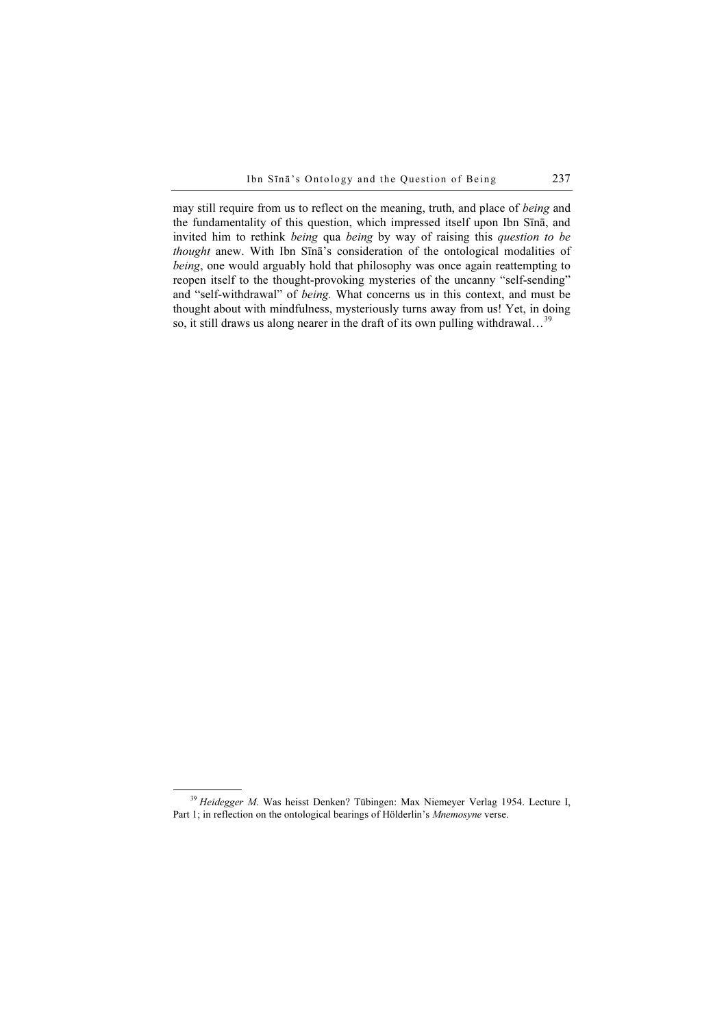may still require from us to reflect on the meaning, truth, and place of *being* and the fundamentality of this question, which impressed itself upon Ibn Sīnā, and invited him to rethink *being* qua *being* by way of raising this *question to be thought* anew. With Ibn Sīnā's consideration of the ontological modalities of *being*, one would arguably hold that philosophy was once again reattempting to reopen itself to the thought-provoking mysteries of the uncanny "self-sending" and "self-withdrawal" of *being.* What concerns us in this context, and must be thought about with mindfulness, mysteriously turns away from us! Yet, in doing so, it still draws us along nearer in the draft of its own pulling withdrawal…[39]

---

[39] *Heidegger M.* Was heisst Denken? Tübingen: Max Niemeyer Verlag 1954. Lecture I, Part 1; in reflection on the ontological bearings of Hölderlin's *Mnemosyne* verse.